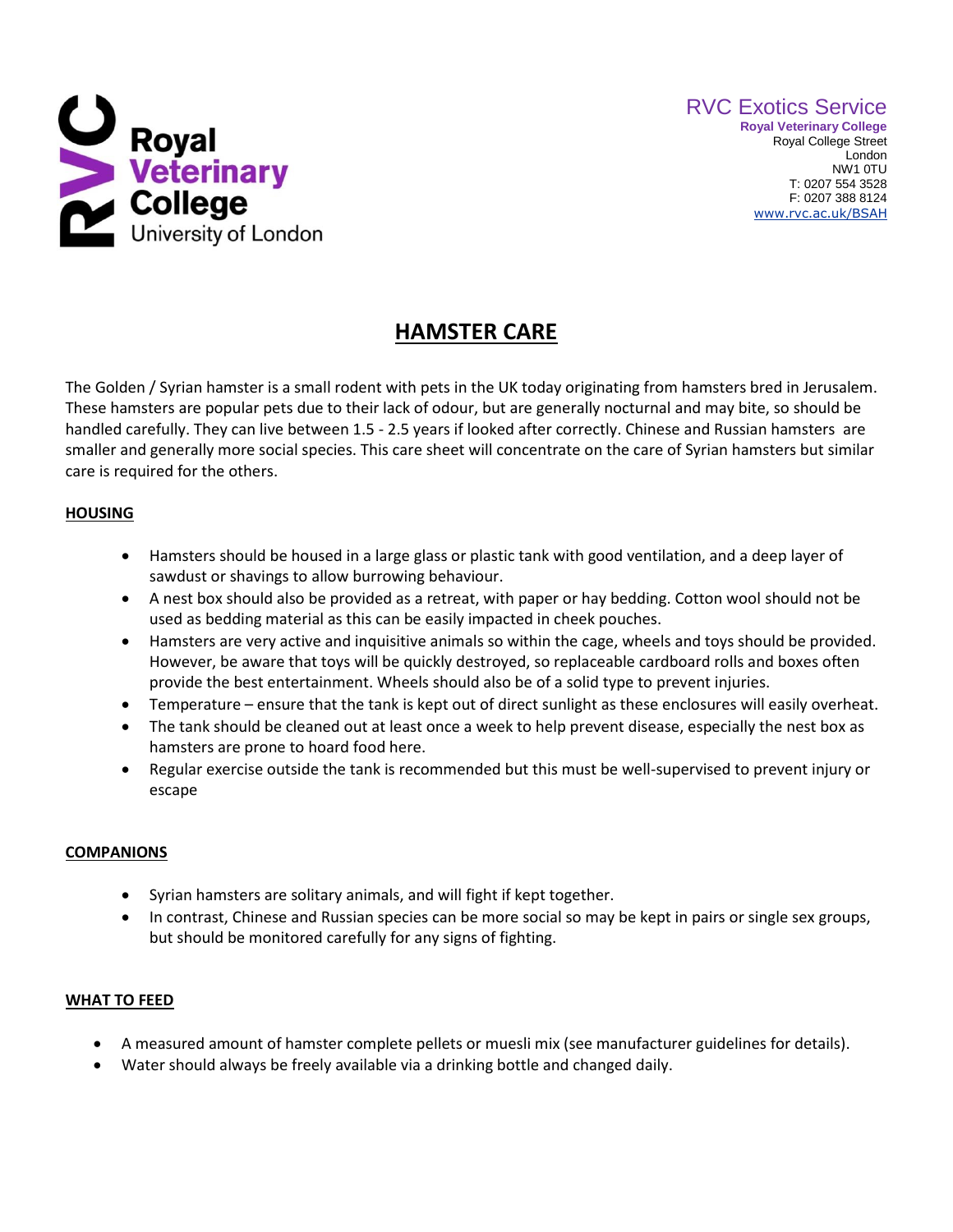Royal Veterinary College
University of London

RVC Exotics Service
**Royal Veterinary College**
Royal College Street
London
NW1 0TU
T: 0207 554 3528
F: 0207 388 8124
www.rvc.ac.uk/BSAH

# HAMSTER CARE

The Golden / Syrian hamster is a small rodent with pets in the UK today originating from hamsters bred in Jerusalem. These hamsters are popular pets due to their lack of odour, but are generally nocturnal and may bite, so should be handled carefully. They can live between 1.5 - 2.5 years if looked after correctly. Chinese and Russian hamsters are smaller and generally more social species. This care sheet will concentrate on the care of Syrian hamsters but similar care is required for the others.

## HOUSING

- Hamsters should be housed in a large glass or plastic tank with good ventilation, and a deep layer of sawdust or shavings to allow burrowing behaviour.
- A nest box should also be provided as a retreat, with paper or hay bedding. Cotton wool should not be used as bedding material as this can be easily impacted in cheek pouches.
- Hamsters are very active and inquisitive animals so within the cage, wheels and toys should be provided. However, be aware that toys will be quickly destroyed, so replaceable cardboard rolls and boxes often provide the best entertainment. Wheels should also be of a solid type to prevent injuries.
- Temperature – ensure that the tank is kept out of direct sunlight as these enclosures will easily overheat.
- The tank should be cleaned out at least once a week to help prevent disease, especially the nest box as hamsters are prone to hoard food here.
- Regular exercise outside the tank is recommended but this must be well-supervised to prevent injury or escape

## COMPANIONS

- Syrian hamsters are solitary animals, and will fight if kept together.
- In contrast, Chinese and Russian species can be more social so may be kept in pairs or single sex groups, but should be monitored carefully for any signs of fighting.

## WHAT TO FEED

- A measured amount of hamster complete pellets or muesli mix (see manufacturer guidelines for details).
- Water should always be freely available via a drinking bottle and changed daily.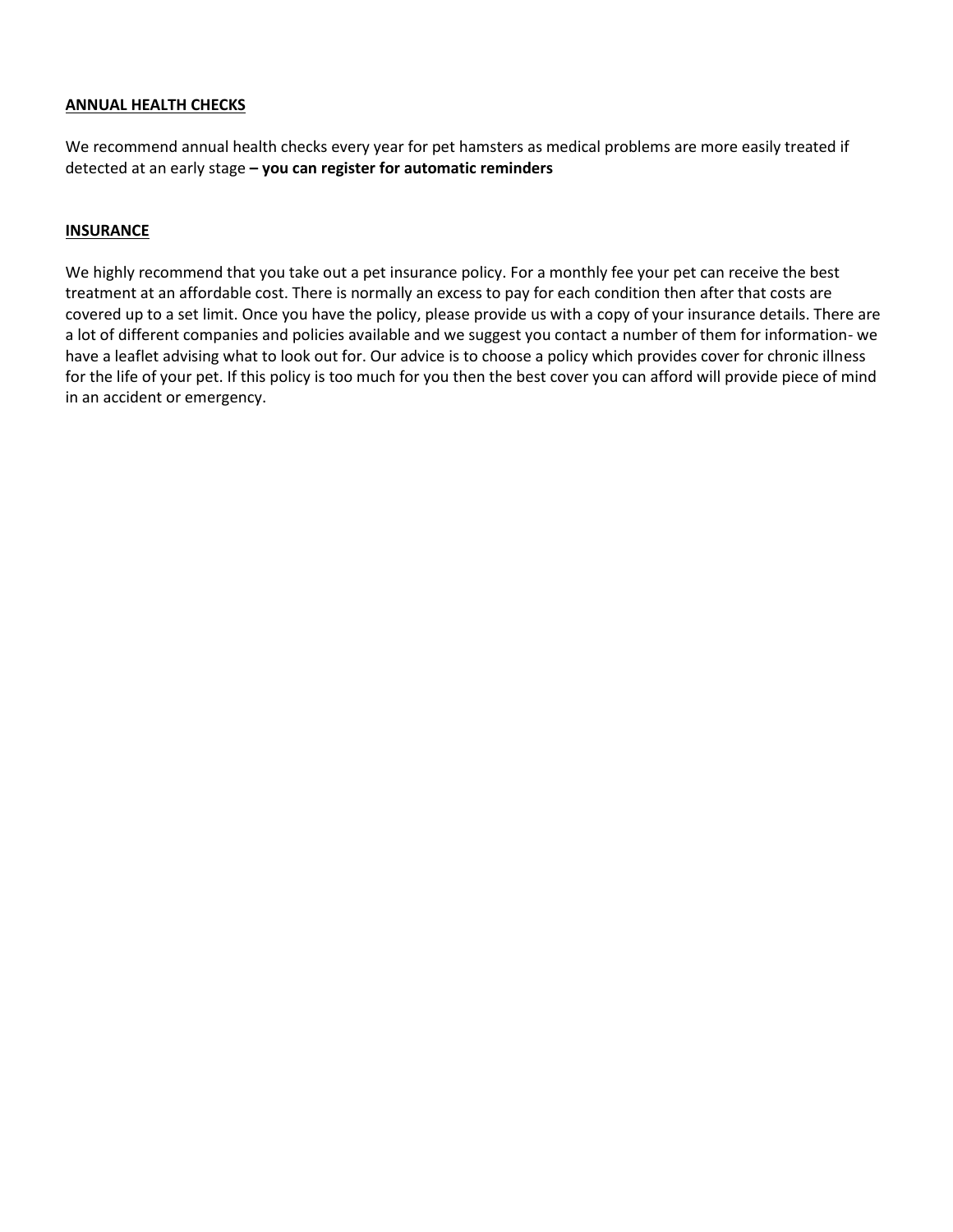**ANNUAL HEALTH CHECKS**

We recommend annual health checks every year for pet hamsters as medical problems are more easily treated if detected at an early stage **– you can register for automatic reminders**

**INSURANCE**

We highly recommend that you take out a pet insurance policy. For a monthly fee your pet can receive the best treatment at an affordable cost. There is normally an excess to pay for each condition then after that costs are covered up to a set limit. Once you have the policy, please provide us with a copy of your insurance details. There are a lot of different companies and policies available and we suggest you contact a number of them for information- we have a leaflet advising what to look out for. Our advice is to choose a policy which provides cover for chronic illness for the life of your pet. If this policy is too much for you then the best cover you can afford will provide piece of mind in an accident or emergency.